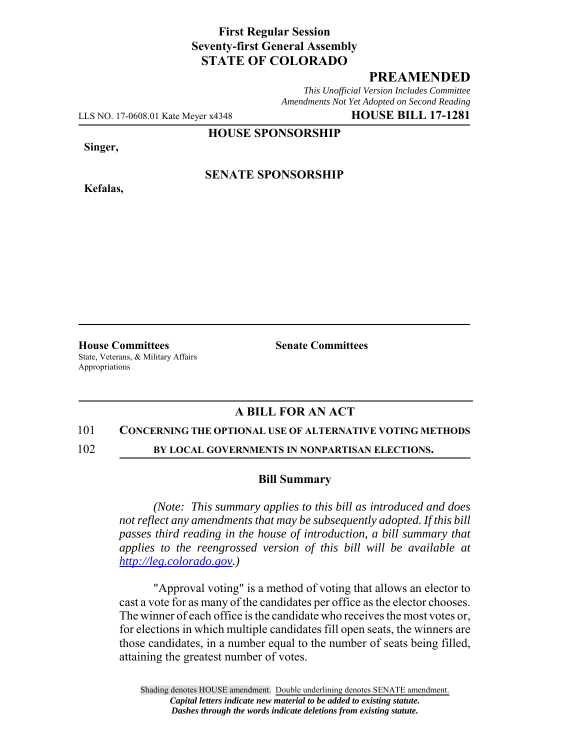**First Regular Session**
**Seventy-first General Assembly**
**STATE OF COLORADO**

## PREAMENDED

*This Unofficial Version Includes Committee Amendments Not Yet Adopted on Second Reading*

LLS NO. 17-0608.01 Kate Meyer x4348 **HOUSE BILL 17-1281**

**HOUSE SPONSORSHIP**

**Singer,**

**SENATE SPONSORSHIP**

**Kefalas,**

**House Committees**
State, Veterans, & Military Affairs
Appropriations

**Senate Committees**

### A BILL FOR AN ACT

101 **CONCERNING THE OPTIONAL USE OF ALTERNATIVE VOTING METHODS**
102 **BY LOCAL GOVERNMENTS IN NONPARTISAN ELECTIONS.**

### Bill Summary

*(Note: This summary applies to this bill as introduced and does not reflect any amendments that may be subsequently adopted. If this bill passes third reading in the house of introduction, a bill summary that applies to the reengrossed version of this bill will be available at http://leg.colorado.gov.)*

"Approval voting" is a method of voting that allows an elector to cast a vote for as many of the candidates per office as the elector chooses. The winner of each office is the candidate who receives the most votes or, for elections in which multiple candidates fill open seats, the winners are those candidates, in a number equal to the number of seats being filled, attaining the greatest number of votes.

Shading denotes HOUSE amendment. Double underlining denotes SENATE amendment.
*Capital letters indicate new material to be added to existing statute.*
*Dashes through the words indicate deletions from existing statute.*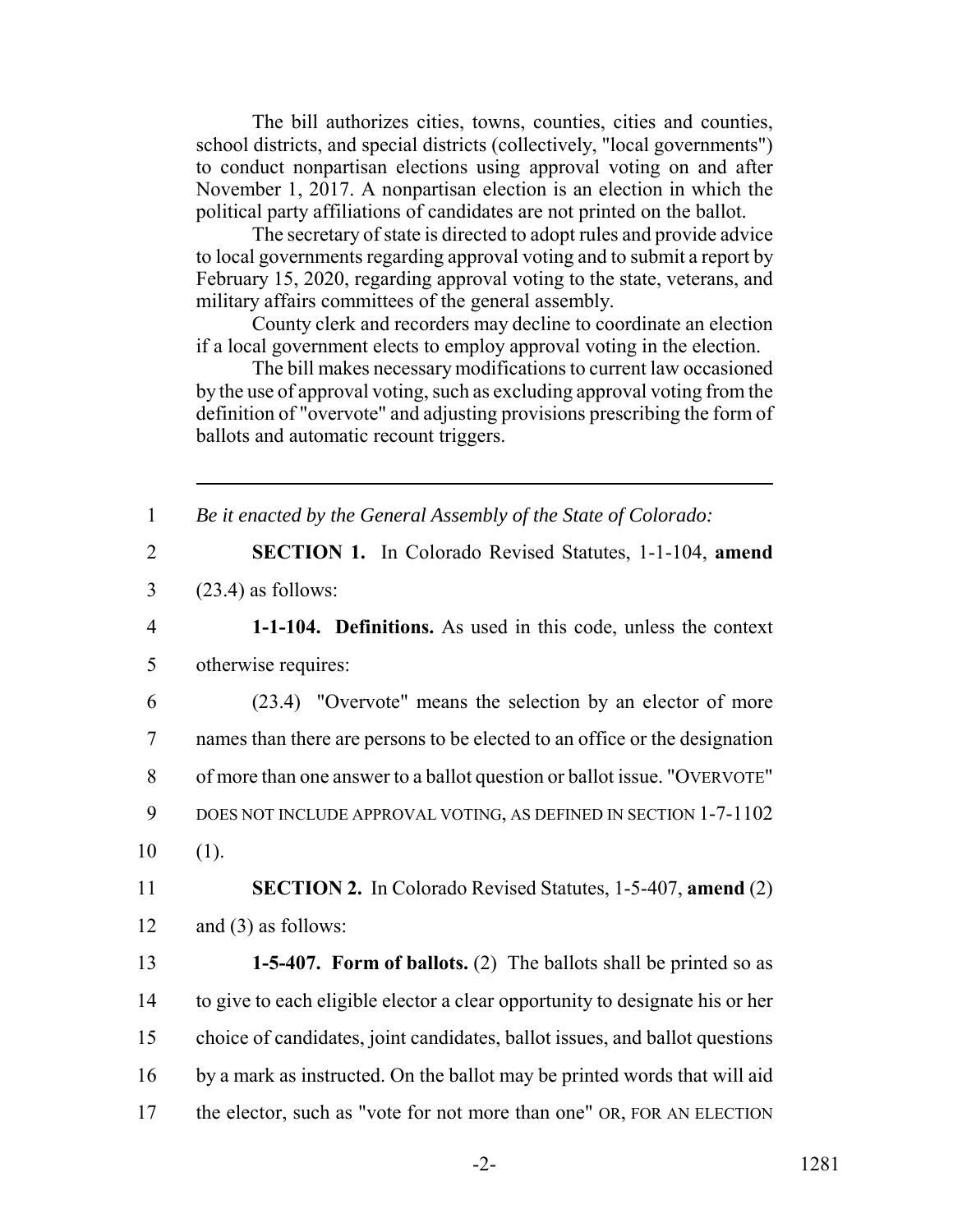The bill authorizes cities, towns, counties, cities and counties, school districts, and special districts (collectively, "local governments") to conduct nonpartisan elections using approval voting on and after November 1, 2017. A nonpartisan election is an election in which the political party affiliations of candidates are not printed on the ballot.

The secretary of state is directed to adopt rules and provide advice to local governments regarding approval voting and to submit a report by February 15, 2020, regarding approval voting to the state, veterans, and military affairs committees of the general assembly.

County clerk and recorders may decline to coordinate an election if a local government elects to employ approval voting in the election.

The bill makes necessary modifications to current law occasioned by the use of approval voting, such as excluding approval voting from the definition of "overvote" and adjusting provisions prescribing the form of ballots and automatic recount triggers.

---

1 *Be it enacted by the General Assembly of the State of Colorado:*

2 **SECTION 1.** In Colorado Revised Statutes, 1-1-104, **amend**
3 (23.4) as follows:

4 **1-1-104. Definitions.** As used in this code, unless the context
5 otherwise requires:

6 (23.4) "Overvote" means the selection by an elector of more
7 names than there are persons to be elected to an office or the designation
8 of more than one answer to a ballot question or ballot issue. "OVERVOTE"
9 DOES NOT INCLUDE APPROVAL VOTING, AS DEFINED IN SECTION 1-7-1102
10 (1).

11 **SECTION 2.** In Colorado Revised Statutes, 1-5-407, **amend** (2)
12 and (3) as follows:

13 **1-5-407. Form of ballots.** (2) The ballots shall be printed so as
14 to give to each eligible elector a clear opportunity to designate his or her
15 choice of candidates, joint candidates, ballot issues, and ballot questions
16 by a mark as instructed. On the ballot may be printed words that will aid
17 the elector, such as "vote for not more than one" OR, FOR AN ELECTION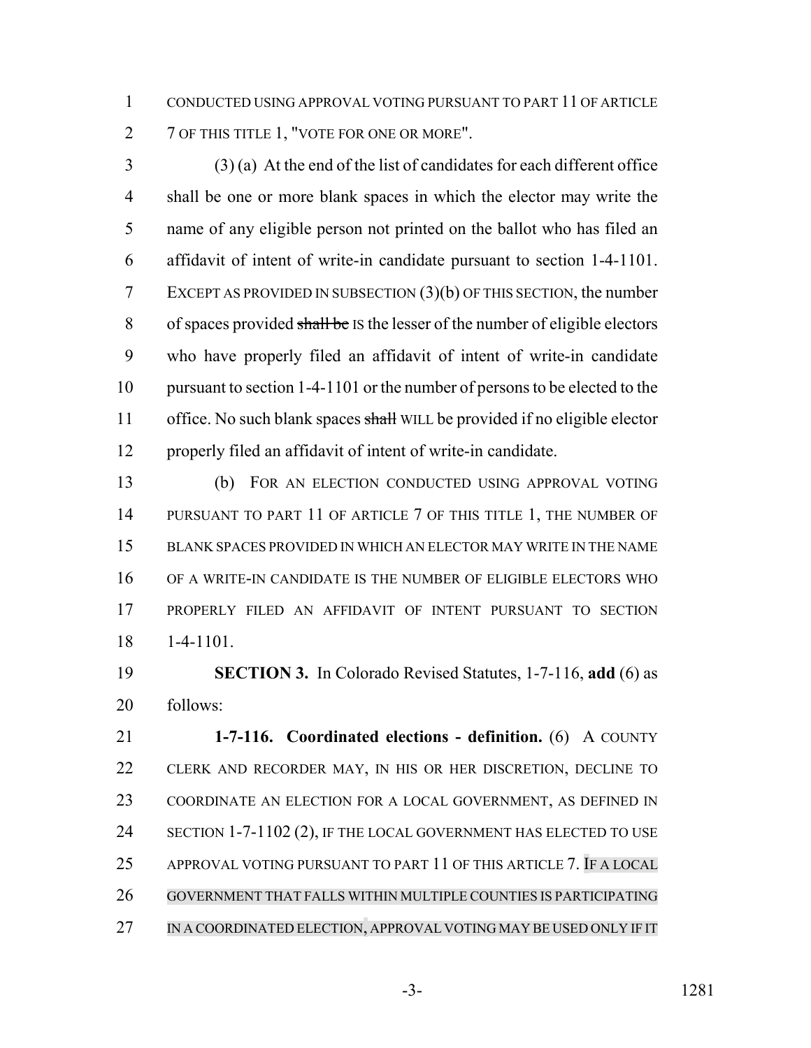CONDUCTED USING APPROVAL VOTING PURSUANT TO PART 11 OF ARTICLE 7 OF THIS TITLE 1, "VOTE FOR ONE OR MORE".

(3) (a) At the end of the list of candidates for each different office shall be one or more blank spaces in which the elector may write the name of any eligible person not printed on the ballot who has filed an affidavit of intent of write-in candidate pursuant to section 1-4-1101. EXCEPT AS PROVIDED IN SUBSECTION (3)(b) OF THIS SECTION, the number of spaces provided ~~shall be~~ IS the lesser of the number of eligible electors who have properly filed an affidavit of intent of write-in candidate pursuant to section 1-4-1101 or the number of persons to be elected to the office. No such blank spaces ~~shall~~ WILL be provided if no eligible elector properly filed an affidavit of intent of write-in candidate.

(b) FOR AN ELECTION CONDUCTED USING APPROVAL VOTING PURSUANT TO PART 11 OF ARTICLE 7 OF THIS TITLE 1, THE NUMBER OF BLANK SPACES PROVIDED IN WHICH AN ELECTOR MAY WRITE IN THE NAME OF A WRITE-IN CANDIDATE IS THE NUMBER OF ELIGIBLE ELECTORS WHO PROPERLY FILED AN AFFIDAVIT OF INTENT PURSUANT TO SECTION 1-4-1101.

**SECTION 3.** In Colorado Revised Statutes, 1-7-116, **add** (6) as follows:

**1-7-116. Coordinated elections - definition.** (6) A COUNTY CLERK AND RECORDER MAY, IN HIS OR HER DISCRETION, DECLINE TO COORDINATE AN ELECTION FOR A LOCAL GOVERNMENT, AS DEFINED IN SECTION 1-7-1102 (2), IF THE LOCAL GOVERNMENT HAS ELECTED TO USE APPROVAL VOTING PURSUANT TO PART 11 OF THIS ARTICLE 7. IF A LOCAL GOVERNMENT THAT FALLS WITHIN MULTIPLE COUNTIES IS PARTICIPATING IN A COORDINATED ELECTION, APPROVAL VOTING MAY BE USED ONLY IF IT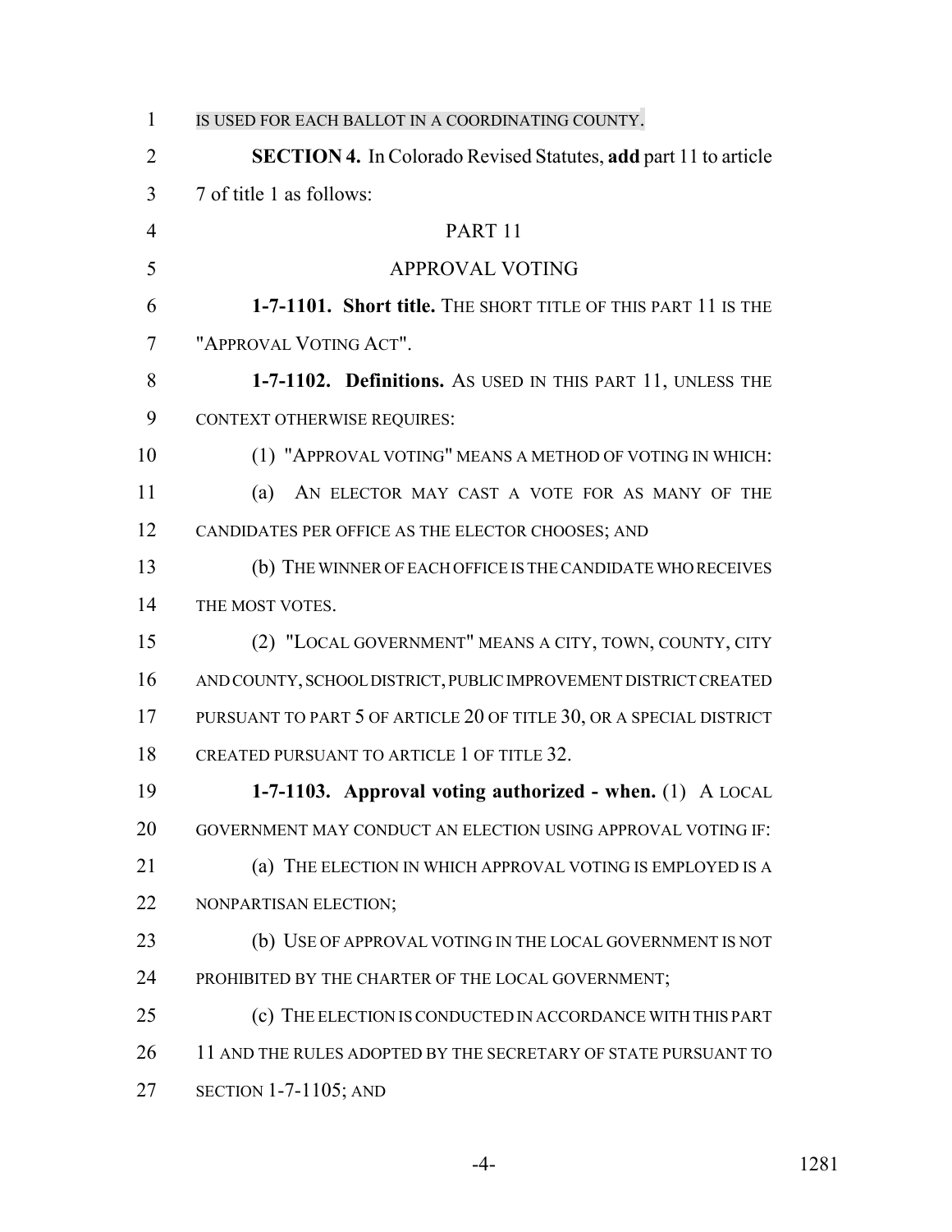IS USED FOR EACH BALLOT IN A COORDINATING COUNTY.

**SECTION 4.** In Colorado Revised Statutes, **add** part 11 to article 7 of title 1 as follows:

PART 11

APPROVAL VOTING

**1-7-1101. Short title.** THE SHORT TITLE OF THIS PART 11 IS THE "APPROVAL VOTING ACT".

**1-7-1102. Definitions.** AS USED IN THIS PART 11, UNLESS THE CONTEXT OTHERWISE REQUIRES:

(1) "APPROVAL VOTING" MEANS A METHOD OF VOTING IN WHICH:

(a) AN ELECTOR MAY CAST A VOTE FOR AS MANY OF THE CANDIDATES PER OFFICE AS THE ELECTOR CHOOSES; AND

(b) THE WINNER OF EACH OFFICE IS THE CANDIDATE WHO RECEIVES THE MOST VOTES.

(2) "LOCAL GOVERNMENT" MEANS A CITY, TOWN, COUNTY, CITY AND COUNTY, SCHOOL DISTRICT, PUBLIC IMPROVEMENT DISTRICT CREATED PURSUANT TO PART 5 OF ARTICLE 20 OF TITLE 30, OR A SPECIAL DISTRICT CREATED PURSUANT TO ARTICLE 1 OF TITLE 32.

**1-7-1103. Approval voting authorized - when.** (1) A LOCAL GOVERNMENT MAY CONDUCT AN ELECTION USING APPROVAL VOTING IF:

(a) THE ELECTION IN WHICH APPROVAL VOTING IS EMPLOYED IS A NONPARTISAN ELECTION;

(b) USE OF APPROVAL VOTING IN THE LOCAL GOVERNMENT IS NOT PROHIBITED BY THE CHARTER OF THE LOCAL GOVERNMENT;

(c) THE ELECTION IS CONDUCTED IN ACCORDANCE WITH THIS PART 11 AND THE RULES ADOPTED BY THE SECRETARY OF STATE PURSUANT TO SECTION 1-7-1105; AND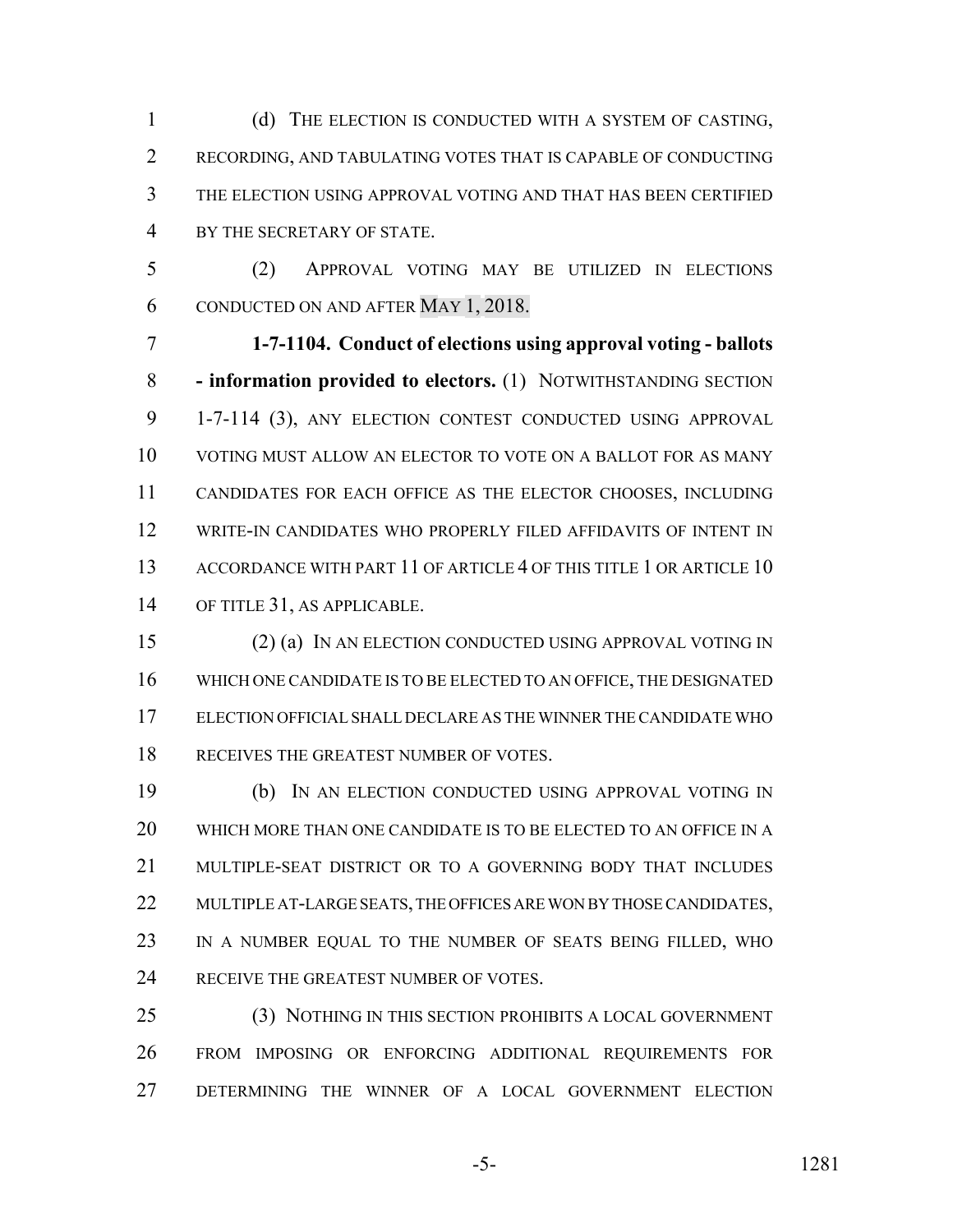(d) THE ELECTION IS CONDUCTED WITH A SYSTEM OF CASTING, RECORDING, AND TABULATING VOTES THAT IS CAPABLE OF CONDUCTING THE ELECTION USING APPROVAL VOTING AND THAT HAS BEEN CERTIFIED BY THE SECRETARY OF STATE.

(2) APPROVAL VOTING MAY BE UTILIZED IN ELECTIONS CONDUCTED ON AND AFTER MAY 1, 2018.

**1-7-1104. Conduct of elections using approval voting - ballots - information provided to electors.** (1) NOTWITHSTANDING SECTION 1-7-114 (3), ANY ELECTION CONTEST CONDUCTED USING APPROVAL VOTING MUST ALLOW AN ELECTOR TO VOTE ON A BALLOT FOR AS MANY CANDIDATES FOR EACH OFFICE AS THE ELECTOR CHOOSES, INCLUDING WRITE-IN CANDIDATES WHO PROPERLY FILED AFFIDAVITS OF INTENT IN ACCORDANCE WITH PART 11 OF ARTICLE 4 OF THIS TITLE 1 OR ARTICLE 10 OF TITLE 31, AS APPLICABLE.

(2) (a) IN AN ELECTION CONDUCTED USING APPROVAL VOTING IN WHICH ONE CANDIDATE IS TO BE ELECTED TO AN OFFICE, THE DESIGNATED ELECTION OFFICIAL SHALL DECLARE AS THE WINNER THE CANDIDATE WHO RECEIVES THE GREATEST NUMBER OF VOTES.

(b) IN AN ELECTION CONDUCTED USING APPROVAL VOTING IN WHICH MORE THAN ONE CANDIDATE IS TO BE ELECTED TO AN OFFICE IN A MULTIPLE-SEAT DISTRICT OR TO A GOVERNING BODY THAT INCLUDES MULTIPLE AT-LARGE SEATS, THE OFFICES ARE WON BY THOSE CANDIDATES, IN A NUMBER EQUAL TO THE NUMBER OF SEATS BEING FILLED, WHO RECEIVE THE GREATEST NUMBER OF VOTES.

(3) NOTHING IN THIS SECTION PROHIBITS A LOCAL GOVERNMENT FROM IMPOSING OR ENFORCING ADDITIONAL REQUIREMENTS FOR DETERMINING THE WINNER OF A LOCAL GOVERNMENT ELECTION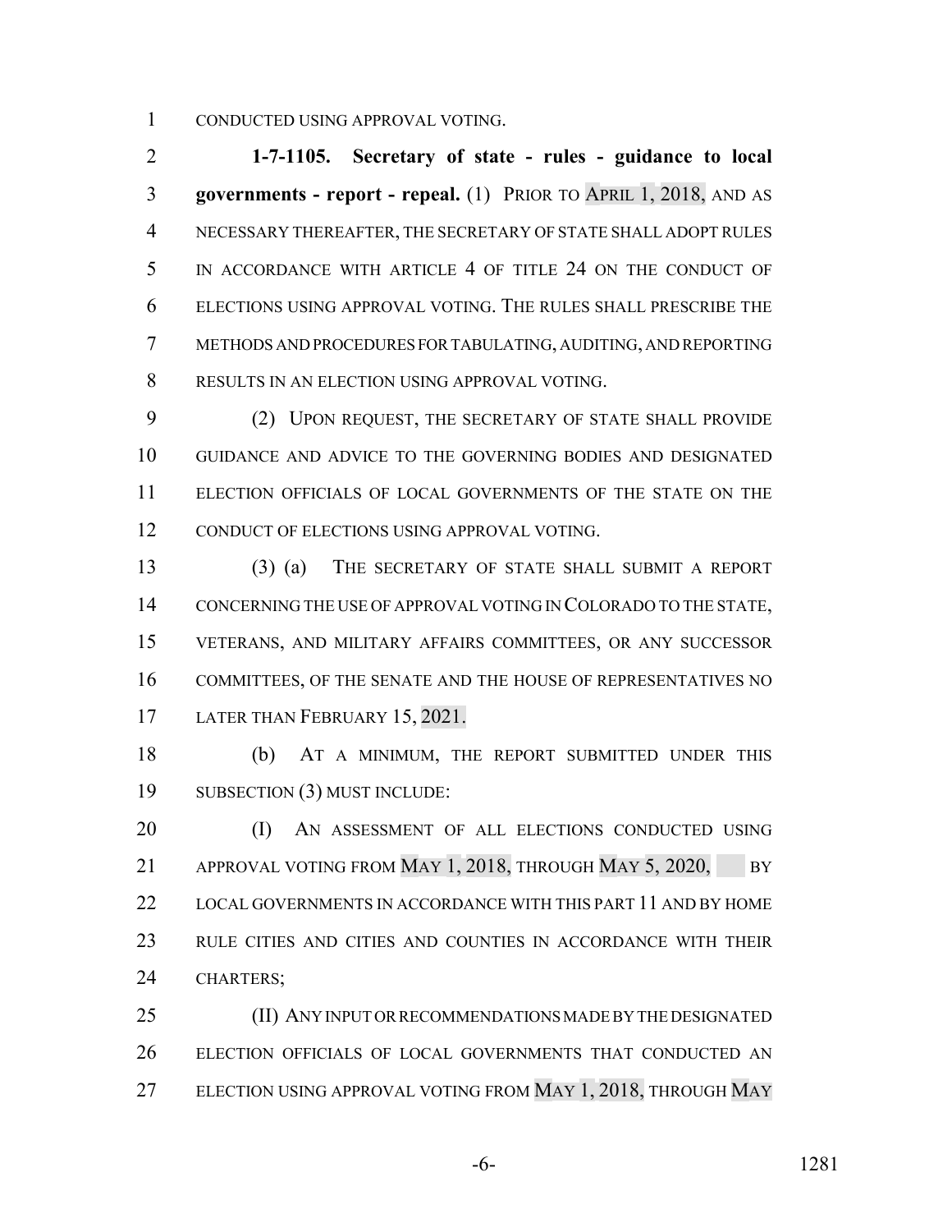CONDUCTED USING APPROVAL VOTING.

**1-7-1105. Secretary of state - rules - guidance to local governments - report - repeal.** (1) PRIOR TO APRIL 1, 2018, AND AS NECESSARY THEREAFTER, THE SECRETARY OF STATE SHALL ADOPT RULES IN ACCORDANCE WITH ARTICLE 4 OF TITLE 24 ON THE CONDUCT OF ELECTIONS USING APPROVAL VOTING. THE RULES SHALL PRESCRIBE THE METHODS AND PROCEDURES FOR TABULATING, AUDITING, AND REPORTING RESULTS IN AN ELECTION USING APPROVAL VOTING.

(2) UPON REQUEST, THE SECRETARY OF STATE SHALL PROVIDE GUIDANCE AND ADVICE TO THE GOVERNING BODIES AND DESIGNATED ELECTION OFFICIALS OF LOCAL GOVERNMENTS OF THE STATE ON THE CONDUCT OF ELECTIONS USING APPROVAL VOTING.

(3) (a) THE SECRETARY OF STATE SHALL SUBMIT A REPORT CONCERNING THE USE OF APPROVAL VOTING IN COLORADO TO THE STATE, VETERANS, AND MILITARY AFFAIRS COMMITTEES, OR ANY SUCCESSOR COMMITTEES, OF THE SENATE AND THE HOUSE OF REPRESENTATIVES NO LATER THAN FEBRUARY 15, 2021.

(b) AT A MINIMUM, THE REPORT SUBMITTED UNDER THIS SUBSECTION (3) MUST INCLUDE:

(I) AN ASSESSMENT OF ALL ELECTIONS CONDUCTED USING APPROVAL VOTING FROM MAY 1, 2018, THROUGH MAY 5, 2020, BY LOCAL GOVERNMENTS IN ACCORDANCE WITH THIS PART 11 AND BY HOME RULE CITIES AND CITIES AND COUNTIES IN ACCORDANCE WITH THEIR CHARTERS;

(II) ANY INPUT OR RECOMMENDATIONS MADE BY THE DESIGNATED ELECTION OFFICIALS OF LOCAL GOVERNMENTS THAT CONDUCTED AN ELECTION USING APPROVAL VOTING FROM MAY 1, 2018, THROUGH MAY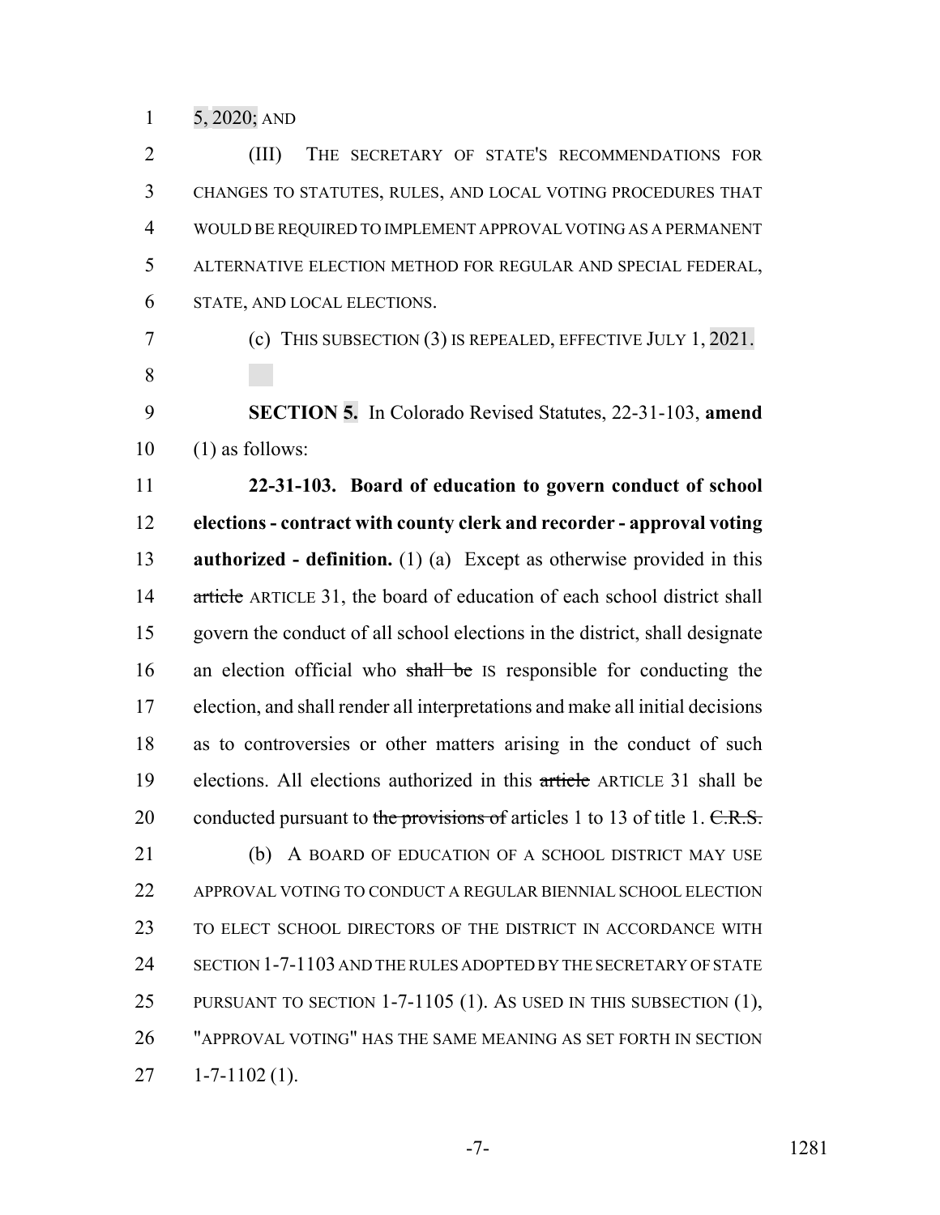5, 2020; AND

(III) THE SECRETARY OF STATE'S RECOMMENDATIONS FOR CHANGES TO STATUTES, RULES, AND LOCAL VOTING PROCEDURES THAT WOULD BE REQUIRED TO IMPLEMENT APPROVAL VOTING AS A PERMANENT ALTERNATIVE ELECTION METHOD FOR REGULAR AND SPECIAL FEDERAL, STATE, AND LOCAL ELECTIONS.

(c) THIS SUBSECTION (3) IS REPEALED, EFFECTIVE JULY 1, 2021.

**SECTION 5.** In Colorado Revised Statutes, 22-31-103, **amend** (1) as follows:

**22-31-103. Board of education to govern conduct of school elections - contract with county clerk and recorder - approval voting authorized - definition.** (1) (a) Except as otherwise provided in this ~~article~~ ARTICLE 31, the board of education of each school district shall govern the conduct of all school elections in the district, shall designate an election official who ~~shall be~~ IS responsible for conducting the election, and shall render all interpretations and make all initial decisions as to controversies or other matters arising in the conduct of such elections. All elections authorized in this ~~article~~ ARTICLE 31 shall be conducted pursuant to ~~the provisions of~~ articles 1 to 13 of title 1. ~~C.R.S.~~

(b) A BOARD OF EDUCATION OF A SCHOOL DISTRICT MAY USE APPROVAL VOTING TO CONDUCT A REGULAR BIENNIAL SCHOOL ELECTION TO ELECT SCHOOL DIRECTORS OF THE DISTRICT IN ACCORDANCE WITH SECTION 1-7-1103 AND THE RULES ADOPTED BY THE SECRETARY OF STATE PURSUANT TO SECTION 1-7-1105 (1). AS USED IN THIS SUBSECTION (1), "APPROVAL VOTING" HAS THE SAME MEANING AS SET FORTH IN SECTION 1-7-1102 (1).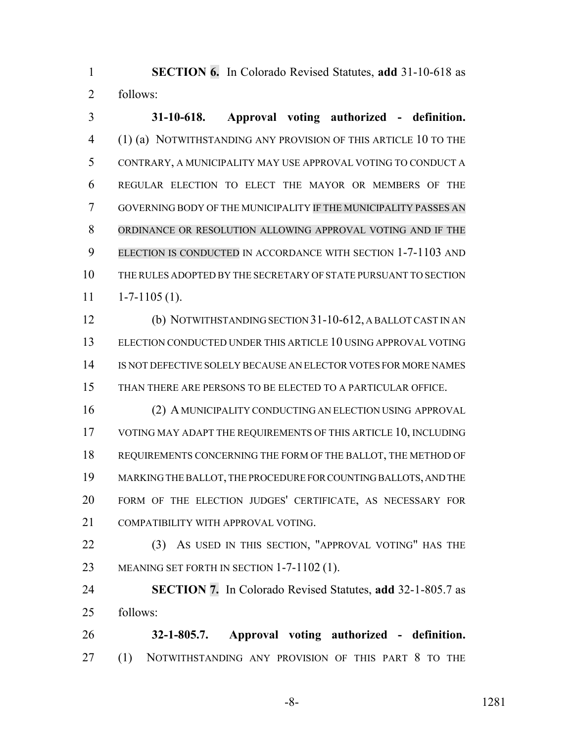**SECTION 6.** In Colorado Revised Statutes, **add** 31-10-618 as follows:

**31-10-618. Approval voting authorized - definition.** (1) (a) NOTWITHSTANDING ANY PROVISION OF THIS ARTICLE 10 TO THE CONTRARY, A MUNICIPALITY MAY USE APPROVAL VOTING TO CONDUCT A REGULAR ELECTION TO ELECT THE MAYOR OR MEMBERS OF THE GOVERNING BODY OF THE MUNICIPALITY IF THE MUNICIPALITY PASSES AN ORDINANCE OR RESOLUTION ALLOWING APPROVAL VOTING AND IF THE ELECTION IS CONDUCTED IN ACCORDANCE WITH SECTION 1-7-1103 AND THE RULES ADOPTED BY THE SECRETARY OF STATE PURSUANT TO SECTION 1-7-1105 (1).

(b) NOTWITHSTANDING SECTION 31-10-612, A BALLOT CAST IN AN ELECTION CONDUCTED UNDER THIS ARTICLE 10 USING APPROVAL VOTING IS NOT DEFECTIVE SOLELY BECAUSE AN ELECTOR VOTES FOR MORE NAMES THAN THERE ARE PERSONS TO BE ELECTED TO A PARTICULAR OFFICE.

(2) A MUNICIPALITY CONDUCTING AN ELECTION USING APPROVAL VOTING MAY ADAPT THE REQUIREMENTS OF THIS ARTICLE 10, INCLUDING REQUIREMENTS CONCERNING THE FORM OF THE BALLOT, THE METHOD OF MARKING THE BALLOT, THE PROCEDURE FOR COUNTING BALLOTS, AND THE FORM OF THE ELECTION JUDGES' CERTIFICATE, AS NECESSARY FOR COMPATIBILITY WITH APPROVAL VOTING.

(3) AS USED IN THIS SECTION, "APPROVAL VOTING" HAS THE MEANING SET FORTH IN SECTION 1-7-1102 (1).

**SECTION 7.** In Colorado Revised Statutes, **add** 32-1-805.7 as follows:

**32-1-805.7. Approval voting authorized - definition.** (1) NOTWITHSTANDING ANY PROVISION OF THIS PART 8 TO THE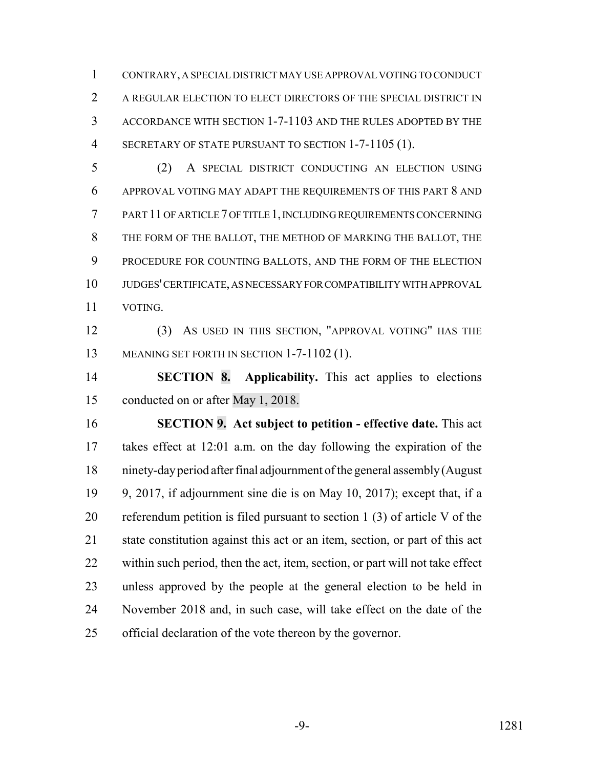CONTRARY, A SPECIAL DISTRICT MAY USE APPROVAL VOTING TO CONDUCT A REGULAR ELECTION TO ELECT DIRECTORS OF THE SPECIAL DISTRICT IN ACCORDANCE WITH SECTION 1-7-1103 AND THE RULES ADOPTED BY THE SECRETARY OF STATE PURSUANT TO SECTION 1-7-1105 (1).

(2) A SPECIAL DISTRICT CONDUCTING AN ELECTION USING APPROVAL VOTING MAY ADAPT THE REQUIREMENTS OF THIS PART 8 AND PART 11 OF ARTICLE 7 OF TITLE 1, INCLUDING REQUIREMENTS CONCERNING THE FORM OF THE BALLOT, THE METHOD OF MARKING THE BALLOT, THE PROCEDURE FOR COUNTING BALLOTS, AND THE FORM OF THE ELECTION JUDGES' CERTIFICATE, AS NECESSARY FOR COMPATIBILITY WITH APPROVAL VOTING.

(3) AS USED IN THIS SECTION, "APPROVAL VOTING" HAS THE MEANING SET FORTH IN SECTION 1-7-1102 (1).

**SECTION 8. Applicability.** This act applies to elections conducted on or after May 1, 2018.

**SECTION 9. Act subject to petition - effective date.** This act takes effect at 12:01 a.m. on the day following the expiration of the ninety-day period after final adjournment of the general assembly (August 9, 2017, if adjournment sine die is on May 10, 2017); except that, if a referendum petition is filed pursuant to section 1 (3) of article V of the state constitution against this act or an item, section, or part of this act within such period, then the act, item, section, or part will not take effect unless approved by the people at the general election to be held in November 2018 and, in such case, will take effect on the date of the official declaration of the vote thereon by the governor.